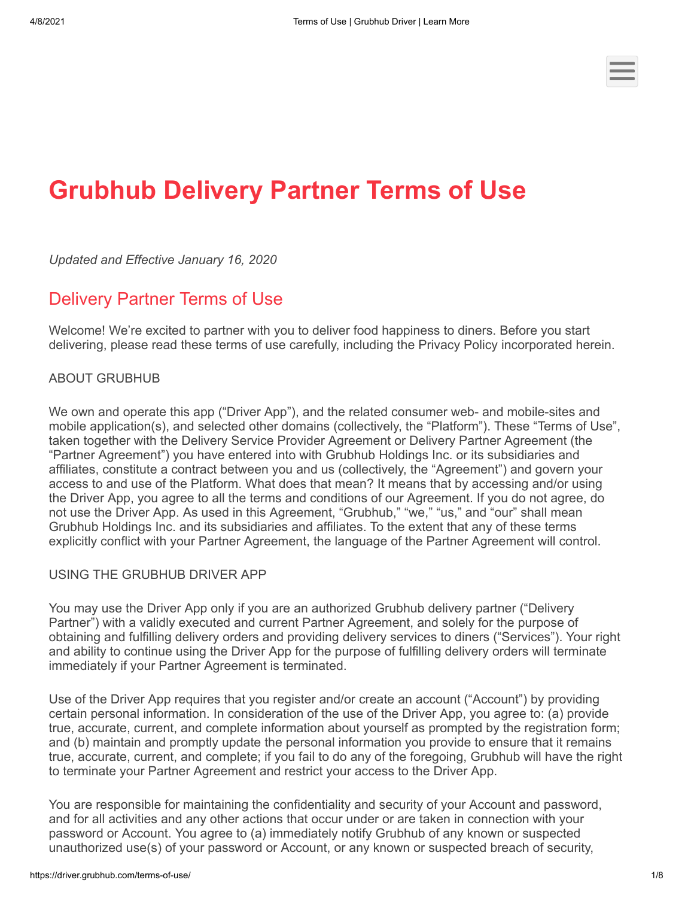# Grubhub Delivery Partner Terms of Use

*Updated and Effective January 16, 2020*

## Delivery Partner Terms of Use

Welcome! We're excited to partner with you to deliver food happiness to diners. Before you start delivering, please read these terms of use carefully, including the Privacy Policy incorporated herein.

ABOUT GRUBHUB

We own and operate this app ("Driver App"), and the related consumer web- and mobile-sites and mobile application(s), and selected other domains (collectively, the "Platform"). These "Terms of Use", taken together with the Delivery Service Provider Agreement or Delivery Partner Agreement (the "Partner Agreement") you have entered into with Grubhub Holdings Inc. or its subsidiaries and affiliates, constitute a contract between you and us (collectively, the "Agreement") and govern your access to and use of the Platform. What does that mean? It means that by accessing and/or using the Driver App, you agree to all the terms and conditions of our Agreement. If you do not agree, do not use the Driver App. As used in this Agreement, "Grubhub," "we," "us," and "our" shall mean Grubhub Holdings Inc. and its subsidiaries and affiliates. To the extent that any of these terms explicitly conflict with your Partner Agreement, the language of the Partner Agreement will control.

USING THE GRUBHUB DRIVER APP

You may use the Driver App only if you are an authorized Grubhub delivery partner ("Delivery Partner") with a validly executed and current Partner Agreement, and solely for the purpose of obtaining and fulfilling delivery orders and providing delivery services to diners ("Services"). Your right and ability to continue using the Driver App for the purpose of fulfilling delivery orders will terminate immediately if your Partner Agreement is terminated.

Use of the Driver App requires that you register and/or create an account ("Account") by providing certain personal information. In consideration of the use of the Driver App, you agree to: (a) provide true, accurate, current, and complete information about yourself as prompted by the registration form; and (b) maintain and promptly update the personal information you provide to ensure that it remains true, accurate, current, and complete; if you fail to do any of the foregoing, Grubhub will have the right to terminate your Partner Agreement and restrict your access to the Driver App.

You are responsible for maintaining the confidentiality and security of your Account and password, and for all activities and any other actions that occur under or are taken in connection with your password or Account. You agree to (a) immediately notify Grubhub of any known or suspected unauthorized use(s) of your password or Account, or any known or suspected breach of security,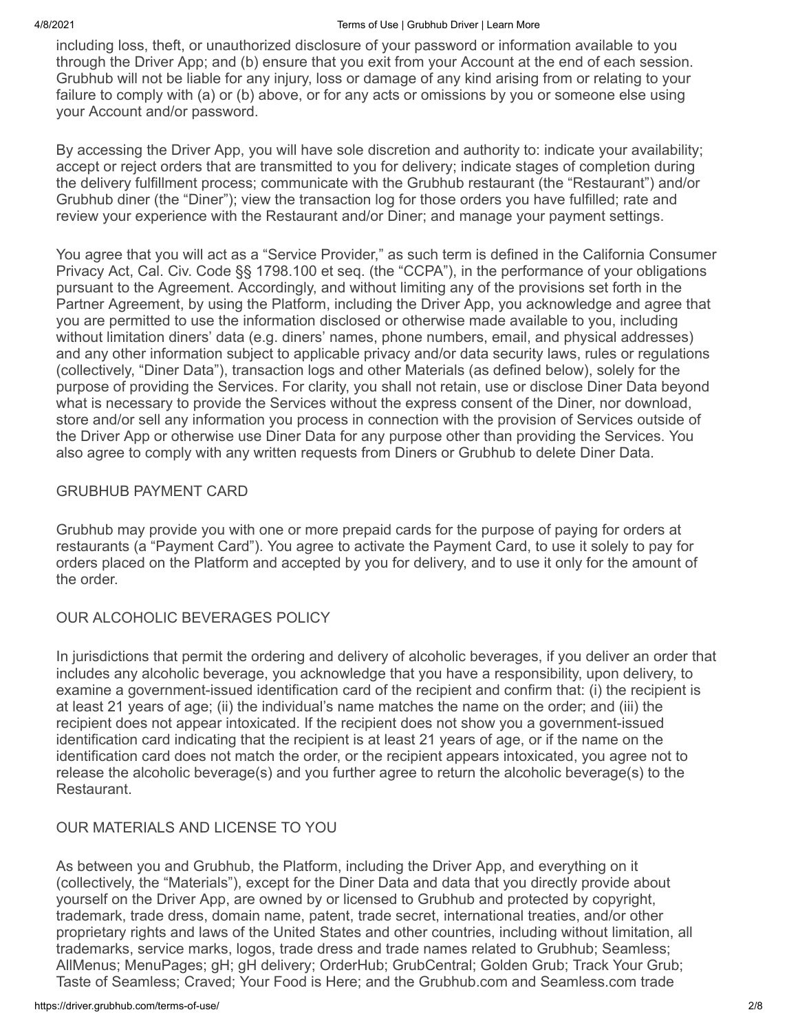including loss, theft, or unauthorized disclosure of your password or information available to you through the Driver App; and (b) ensure that you exit from your Account at the end of each session. Grubhub will not be liable for any injury, loss or damage of any kind arising from or relating to your failure to comply with (a) or (b) above, or for any acts or omissions by you or someone else using your Account and/or password.

By accessing the Driver App, you will have sole discretion and authority to: indicate your availability; accept or reject orders that are transmitted to you for delivery; indicate stages of completion during the delivery fulfillment process; communicate with the Grubhub restaurant (the "Restaurant") and/or Grubhub diner (the "Diner"); view the transaction log for those orders you have fulfilled; rate and review your experience with the Restaurant and/or Diner; and manage your payment settings.

You agree that you will act as a "Service Provider," as such term is defined in the California Consumer Privacy Act, Cal. Civ. Code §§ 1798.100 et seq. (the "CCPA"), in the performance of your obligations pursuant to the Agreement. Accordingly, and without limiting any of the provisions set forth in the Partner Agreement, by using the Platform, including the Driver App, you acknowledge and agree that you are permitted to use the information disclosed or otherwise made available to you, including without limitation diners' data (e.g. diners' names, phone numbers, email, and physical addresses) and any other information subject to applicable privacy and/or data security laws, rules or regulations (collectively, "Diner Data"), transaction logs and other Materials (as defined below), solely for the purpose of providing the Services. For clarity, you shall not retain, use or disclose Diner Data beyond what is necessary to provide the Services without the express consent of the Diner, nor download, store and/or sell any information you process in connection with the provision of Services outside of the Driver App or otherwise use Diner Data for any purpose other than providing the Services. You also agree to comply with any written requests from Diners or Grubhub to delete Diner Data.

## GRUBHUB PAYMENT CARD

Grubhub may provide you with one or more prepaid cards for the purpose of paying for orders at restaurants (a "Payment Card"). You agree to activate the Payment Card, to use it solely to pay for orders placed on the Platform and accepted by you for delivery, and to use it only for the amount of the order.

## OUR ALCOHOLIC BEVERAGES POLICY

In jurisdictions that permit the ordering and delivery of alcoholic beverages, if you deliver an order that includes any alcoholic beverage, you acknowledge that you have a responsibility, upon delivery, to examine a government-issued identification card of the recipient and confirm that: (i) the recipient is at least 21 years of age; (ii) the individual's name matches the name on the order; and (iii) the recipient does not appear intoxicated. If the recipient does not show you a government-issued identification card indicating that the recipient is at least 21 years of age, or if the name on the identification card does not match the order, or the recipient appears intoxicated, you agree not to release the alcoholic beverage(s) and you further agree to return the alcoholic beverage(s) to the Restaurant.

## OUR MATERIALS AND LICENSE TO YOU

As between you and Grubhub, the Platform, including the Driver App, and everything on it (collectively, the "Materials"), except for the Diner Data and data that you directly provide about yourself on the Driver App, are owned by or licensed to Grubhub and protected by copyright, trademark, trade dress, domain name, patent, trade secret, international treaties, and/or other proprietary rights and laws of the United States and other countries, including without limitation, all trademarks, service marks, logos, trade dress and trade names related to Grubhub; Seamless; AllMenus; MenuPages; gH; gH delivery; OrderHub; GrubCentral; Golden Grub; Track Your Grub; Taste of Seamless; Craved; Your Food is Here; and the Grubhub.com and Seamless.com trade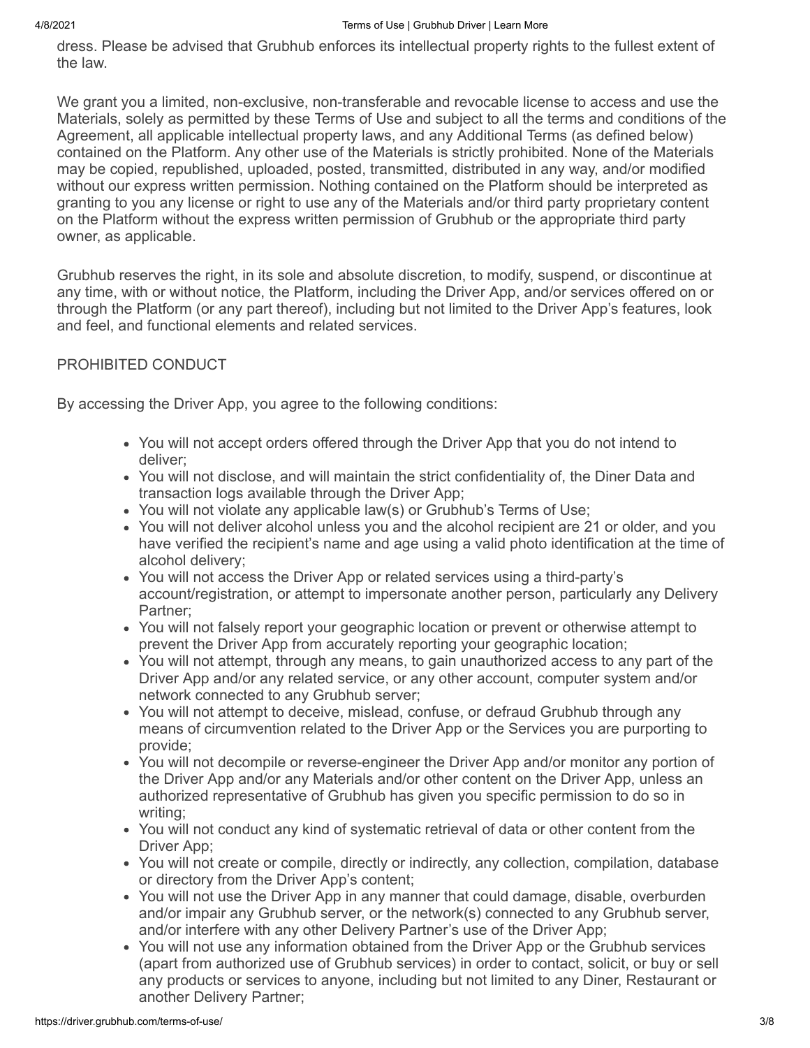dress. Please be advised that Grubhub enforces its intellectual property rights to the fullest extent of the law.

We grant you a limited, non-exclusive, non-transferable and revocable license to access and use the Materials, solely as permitted by these Terms of Use and subject to all the terms and conditions of the Agreement, all applicable intellectual property laws, and any Additional Terms (as defined below) contained on the Platform. Any other use of the Materials is strictly prohibited. None of the Materials may be copied, republished, uploaded, posted, transmitted, distributed in any way, and/or modified without our express written permission. Nothing contained on the Platform should be interpreted as granting to you any license or right to use any of the Materials and/or third party proprietary content on the Platform without the express written permission of Grubhub or the appropriate third party owner, as applicable.

Grubhub reserves the right, in its sole and absolute discretion, to modify, suspend, or discontinue at any time, with or without notice, the Platform, including the Driver App, and/or services offered on or through the Platform (or any part thereof), including but not limited to the Driver App's features, look and feel, and functional elements and related services.

## PROHIBITED CONDUCT

By accessing the Driver App, you agree to the following conditions:

- You will not accept orders offered through the Driver App that you do not intend to deliver;
- You will not disclose, and will maintain the strict confidentiality of, the Diner Data and transaction logs available through the Driver App;
- You will not violate any applicable law(s) or Grubhub's Terms of Use;
- You will not deliver alcohol unless you and the alcohol recipient are 21 or older, and you have verified the recipient's name and age using a valid photo identification at the time of alcohol delivery;
- You will not access the Driver App or related services using a third-party's account/registration, or attempt to impersonate another person, particularly any Delivery Partner;
- You will not falsely report your geographic location or prevent or otherwise attempt to prevent the Driver App from accurately reporting your geographic location;
- You will not attempt, through any means, to gain unauthorized access to any part of the Driver App and/or any related service, or any other account, computer system and/or network connected to any Grubhub server;
- You will not attempt to deceive, mislead, confuse, or defraud Grubhub through any means of circumvention related to the Driver App or the Services you are purporting to provide;
- You will not decompile or reverse-engineer the Driver App and/or monitor any portion of the Driver App and/or any Materials and/or other content on the Driver App, unless an authorized representative of Grubhub has given you specific permission to do so in writing;
- You will not conduct any kind of systematic retrieval of data or other content from the Driver App;
- You will not create or compile, directly or indirectly, any collection, compilation, database or directory from the Driver App's content;
- You will not use the Driver App in any manner that could damage, disable, overburden and/or impair any Grubhub server, or the network(s) connected to any Grubhub server, and/or interfere with any other Delivery Partner's use of the Driver App;
- You will not use any information obtained from the Driver App or the Grubhub services (apart from authorized use of Grubhub services) in order to contact, solicit, or buy or sell any products or services to anyone, including but not limited to any Diner, Restaurant or another Delivery Partner;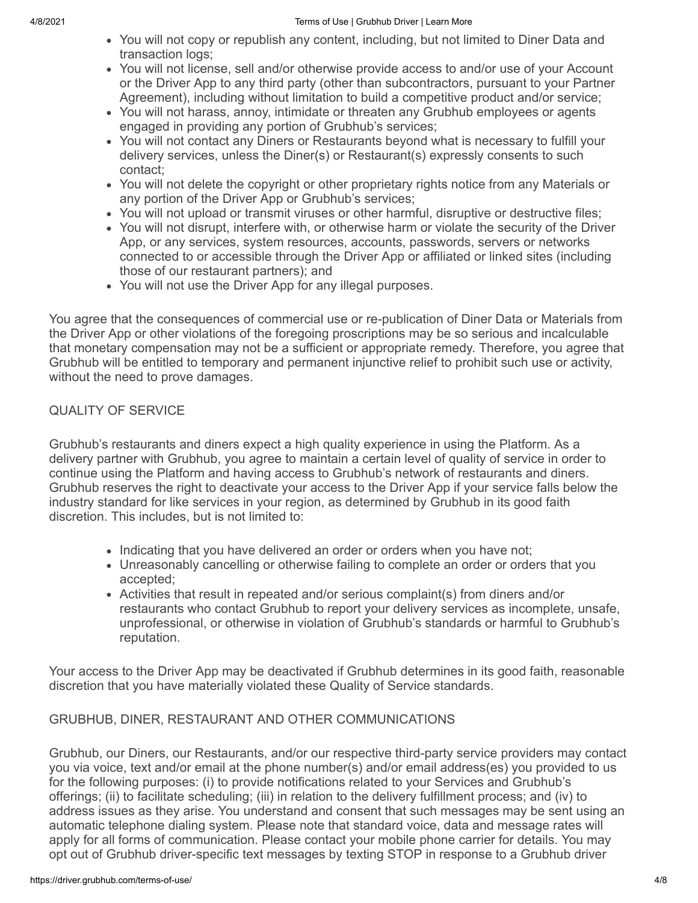- You will not copy or republish any content, including, but not limited to Diner Data and transaction logs;
- You will not license, sell and/or otherwise provide access to and/or use of your Account or the Driver App to any third party (other than subcontractors, pursuant to your Partner Agreement), including without limitation to build a competitive product and/or service;
- You will not harass, annoy, intimidate or threaten any Grubhub employees or agents engaged in providing any portion of Grubhub's services;
- You will not contact any Diners or Restaurants beyond what is necessary to fulfill your delivery services, unless the Diner(s) or Restaurant(s) expressly consents to such contact;
- You will not delete the copyright or other proprietary rights notice from any Materials or any portion of the Driver App or Grubhub's services;
- You will not upload or transmit viruses or other harmful, disruptive or destructive files;
- You will not disrupt, interfere with, or otherwise harm or violate the security of the Driver App, or any services, system resources, accounts, passwords, servers or networks connected to or accessible through the Driver App or affiliated or linked sites (including those of our restaurant partners); and
- You will not use the Driver App for any illegal purposes.

You agree that the consequences of commercial use or re-publication of Diner Data or Materials from the Driver App or other violations of the foregoing proscriptions may be so serious and incalculable that monetary compensation may not be a sufficient or appropriate remedy. Therefore, you agree that Grubhub will be entitled to temporary and permanent injunctive relief to prohibit such use or activity, without the need to prove damages.

## QUALITY OF SERVICE

Grubhub's restaurants and diners expect a high quality experience in using the Platform. As a delivery partner with Grubhub, you agree to maintain a certain level of quality of service in order to continue using the Platform and having access to Grubhub's network of restaurants and diners. Grubhub reserves the right to deactivate your access to the Driver App if your service falls below the industry standard for like services in your region, as determined by Grubhub in its good faith discretion. This includes, but is not limited to:

- Indicating that you have delivered an order or orders when you have not;
- Unreasonably cancelling or otherwise failing to complete an order or orders that you accepted;
- Activities that result in repeated and/or serious complaint(s) from diners and/or restaurants who contact Grubhub to report your delivery services as incomplete, unsafe, unprofessional, or otherwise in violation of Grubhub's standards or harmful to Grubhub's reputation.

Your access to the Driver App may be deactivated if Grubhub determines in its good faith, reasonable discretion that you have materially violated these Quality of Service standards.

## GRUBHUB, DINER, RESTAURANT AND OTHER COMMUNICATIONS

Grubhub, our Diners, our Restaurants, and/or our respective third-party service providers may contact you via voice, text and/or email at the phone number(s) and/or email address(es) you provided to us for the following purposes: (i) to provide notifications related to your Services and Grubhub's offerings; (ii) to facilitate scheduling; (iii) in relation to the delivery fulfillment process; and (iv) to address issues as they arise. You understand and consent that such messages may be sent using an automatic telephone dialing system. Please note that standard voice, data and message rates will apply for all forms of communication. Please contact your mobile phone carrier for details. You may opt out of Grubhub driver-specific text messages by texting STOP in response to a Grubhub driver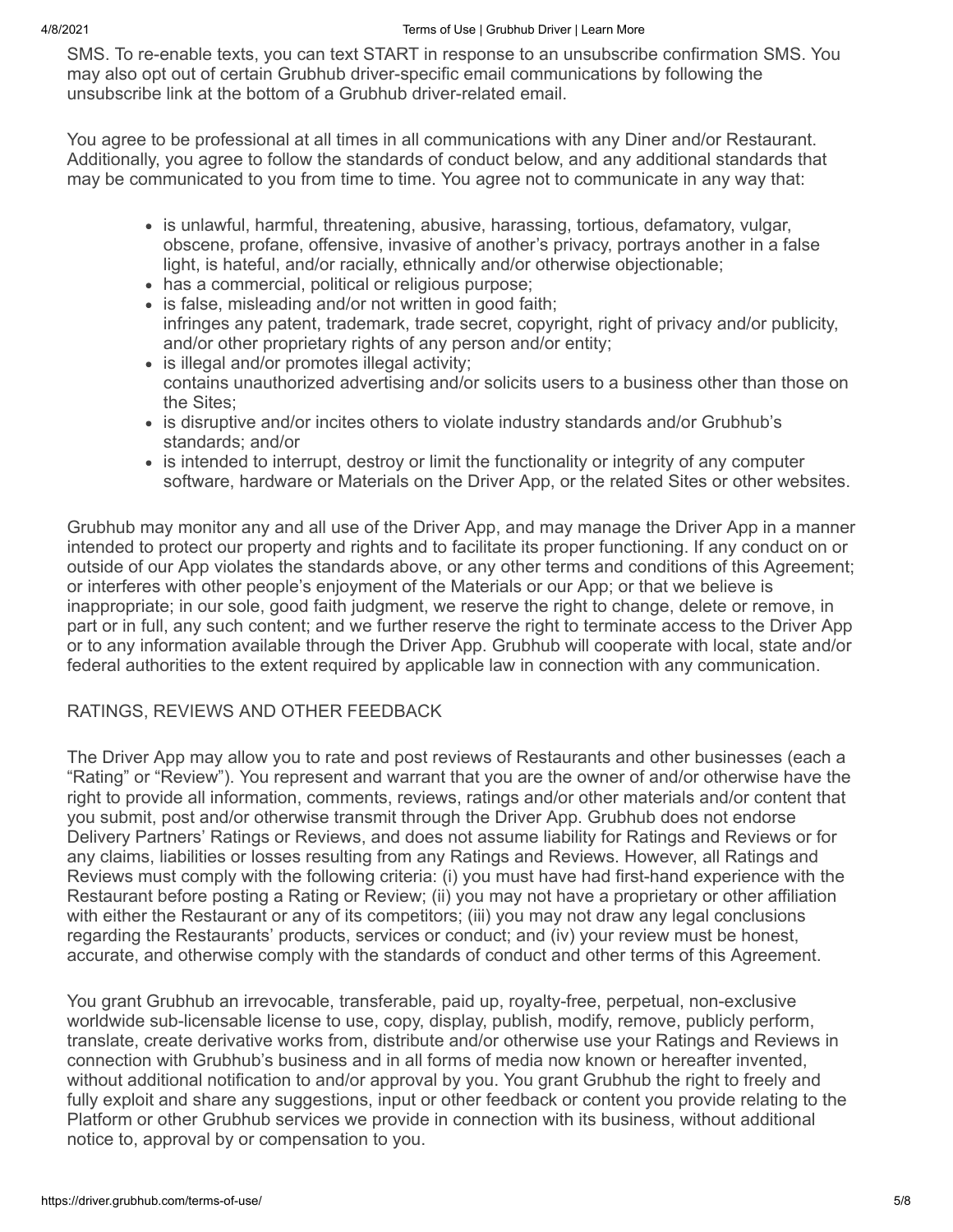SMS. To re-enable texts, you can text START in response to an unsubscribe confirmation SMS. You may also opt out of certain Grubhub driver-specific email communications by following the unsubscribe link at the bottom of a Grubhub driver-related email.

You agree to be professional at all times in all communications with any Diner and/or Restaurant. Additionally, you agree to follow the standards of conduct below, and any additional standards that may be communicated to you from time to time. You agree not to communicate in any way that:

- is unlawful, harmful, threatening, abusive, harassing, tortious, defamatory, vulgar, obscene, profane, offensive, invasive of another's privacy, portrays another in a false light, is hateful, and/or racially, ethnically and/or otherwise objectionable;
- has a commercial, political or religious purpose;
- is false, misleading and/or not written in good faith;
  infringes any patent, trademark, trade secret, copyright, right of privacy and/or publicity, and/or other proprietary rights of any person and/or entity;
- is illegal and/or promotes illegal activity;
  contains unauthorized advertising and/or solicits users to a business other than those on the Sites;
- is disruptive and/or incites others to violate industry standards and/or Grubhub's standards; and/or
- is intended to interrupt, destroy or limit the functionality or integrity of any computer software, hardware or Materials on the Driver App, or the related Sites or other websites.

Grubhub may monitor any and all use of the Driver App, and may manage the Driver App in a manner intended to protect our property and rights and to facilitate its proper functioning. If any conduct on or outside of our App violates the standards above, or any other terms and conditions of this Agreement; or interferes with other people's enjoyment of the Materials or our App; or that we believe is inappropriate; in our sole, good faith judgment, we reserve the right to change, delete or remove, in part or in full, any such content; and we further reserve the right to terminate access to the Driver App or to any information available through the Driver App. Grubhub will cooperate with local, state and/or federal authorities to the extent required by applicable law in connection with any communication.

## RATINGS, REVIEWS AND OTHER FEEDBACK

The Driver App may allow you to rate and post reviews of Restaurants and other businesses (each a "Rating" or "Review"). You represent and warrant that you are the owner of and/or otherwise have the right to provide all information, comments, reviews, ratings and/or other materials and/or content that you submit, post and/or otherwise transmit through the Driver App. Grubhub does not endorse Delivery Partners' Ratings or Reviews, and does not assume liability for Ratings and Reviews or for any claims, liabilities or losses resulting from any Ratings and Reviews. However, all Ratings and Reviews must comply with the following criteria: (i) you must have had first-hand experience with the Restaurant before posting a Rating or Review; (ii) you may not have a proprietary or other affiliation with either the Restaurant or any of its competitors; (iii) you may not draw any legal conclusions regarding the Restaurants' products, services or conduct; and (iv) your review must be honest, accurate, and otherwise comply with the standards of conduct and other terms of this Agreement.

You grant Grubhub an irrevocable, transferable, paid up, royalty-free, perpetual, non-exclusive worldwide sub-licensable license to use, copy, display, publish, modify, remove, publicly perform, translate, create derivative works from, distribute and/or otherwise use your Ratings and Reviews in connection with Grubhub's business and in all forms of media now known or hereafter invented, without additional notification to and/or approval by you. You grant Grubhub the right to freely and fully exploit and share any suggestions, input or other feedback or content you provide relating to the Platform or other Grubhub services we provide in connection with its business, without additional notice to, approval by or compensation to you.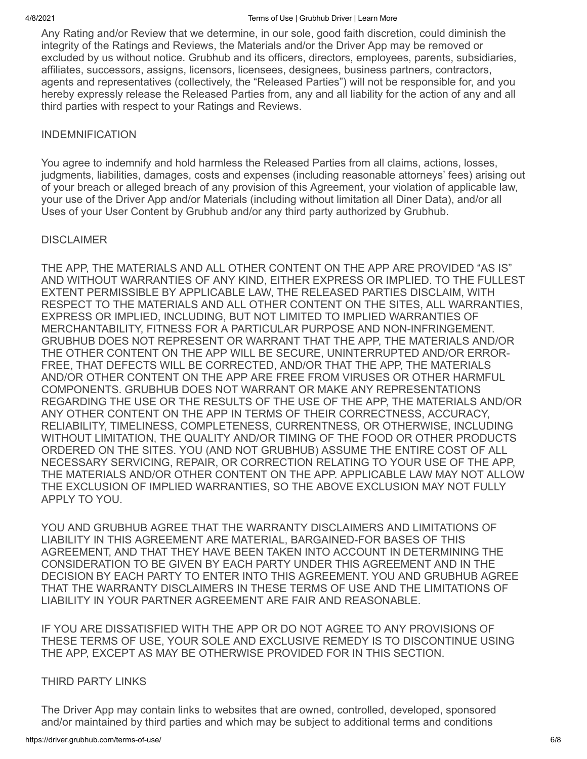Any Rating and/or Review that we determine, in our sole, good faith discretion, could diminish the integrity of the Ratings and Reviews, the Materials and/or the Driver App may be removed or excluded by us without notice. Grubhub and its officers, directors, employees, parents, subsidiaries, affiliates, successors, assigns, licensors, licensees, designees, business partners, contractors, agents and representatives (collectively, the "Released Parties") will not be responsible for, and you hereby expressly release the Released Parties from, any and all liability for the action of any and all third parties with respect to your Ratings and Reviews.

## INDEMNIFICATION

You agree to indemnify and hold harmless the Released Parties from all claims, actions, losses, judgments, liabilities, damages, costs and expenses (including reasonable attorneys' fees) arising out of your breach or alleged breach of any provision of this Agreement, your violation of applicable law, your use of the Driver App and/or Materials (including without limitation all Diner Data), and/or all Uses of your User Content by Grubhub and/or any third party authorized by Grubhub.

## DISCLAIMER

THE APP, THE MATERIALS AND ALL OTHER CONTENT ON THE APP ARE PROVIDED "AS IS" AND WITHOUT WARRANTIES OF ANY KIND, EITHER EXPRESS OR IMPLIED. TO THE FULLEST EXTENT PERMISSIBLE BY APPLICABLE LAW, THE RELEASED PARTIES DISCLAIM, WITH RESPECT TO THE MATERIALS AND ALL OTHER CONTENT ON THE SITES, ALL WARRANTIES, EXPRESS OR IMPLIED, INCLUDING, BUT NOT LIMITED TO IMPLIED WARRANTIES OF MERCHANTABILITY, FITNESS FOR A PARTICULAR PURPOSE AND NON-INFRINGEMENT. GRUBHUB DOES NOT REPRESENT OR WARRANT THAT THE APP, THE MATERIALS AND/OR THE OTHER CONTENT ON THE APP WILL BE SECURE, UNINTERRUPTED AND/OR ERROR-FREE, THAT DEFECTS WILL BE CORRECTED, AND/OR THAT THE APP, THE MATERIALS AND/OR OTHER CONTENT ON THE APP ARE FREE FROM VIRUSES OR OTHER HARMFUL COMPONENTS. GRUBHUB DOES NOT WARRANT OR MAKE ANY REPRESENTATIONS REGARDING THE USE OR THE RESULTS OF THE USE OF THE APP, THE MATERIALS AND/OR ANY OTHER CONTENT ON THE APP IN TERMS OF THEIR CORRECTNESS, ACCURACY, RELIABILITY, TIMELINESS, COMPLETENESS, CURRENTNESS, OR OTHERWISE, INCLUDING WITHOUT LIMITATION, THE QUALITY AND/OR TIMING OF THE FOOD OR OTHER PRODUCTS ORDERED ON THE SITES. YOU (AND NOT GRUBHUB) ASSUME THE ENTIRE COST OF ALL NECESSARY SERVICING, REPAIR, OR CORRECTION RELATING TO YOUR USE OF THE APP, THE MATERIALS AND/OR OTHER CONTENT ON THE APP. APPLICABLE LAW MAY NOT ALLOW THE EXCLUSION OF IMPLIED WARRANTIES, SO THE ABOVE EXCLUSION MAY NOT FULLY APPLY TO YOU.

YOU AND GRUBHUB AGREE THAT THE WARRANTY DISCLAIMERS AND LIMITATIONS OF LIABILITY IN THIS AGREEMENT ARE MATERIAL, BARGAINED-FOR BASES OF THIS AGREEMENT, AND THAT THEY HAVE BEEN TAKEN INTO ACCOUNT IN DETERMINING THE CONSIDERATION TO BE GIVEN BY EACH PARTY UNDER THIS AGREEMENT AND IN THE DECISION BY EACH PARTY TO ENTER INTO THIS AGREEMENT. YOU AND GRUBHUB AGREE THAT THE WARRANTY DISCLAIMERS IN THESE TERMS OF USE AND THE LIMITATIONS OF LIABILITY IN YOUR PARTNER AGREEMENT ARE FAIR AND REASONABLE.

IF YOU ARE DISSATISFIED WITH THE APP OR DO NOT AGREE TO ANY PROVISIONS OF THESE TERMS OF USE, YOUR SOLE AND EXCLUSIVE REMEDY IS TO DISCONTINUE USING THE APP, EXCEPT AS MAY BE OTHERWISE PROVIDED FOR IN THIS SECTION.

## THIRD PARTY LINKS

The Driver App may contain links to websites that are owned, controlled, developed, sponsored and/or maintained by third parties and which may be subject to additional terms and conditions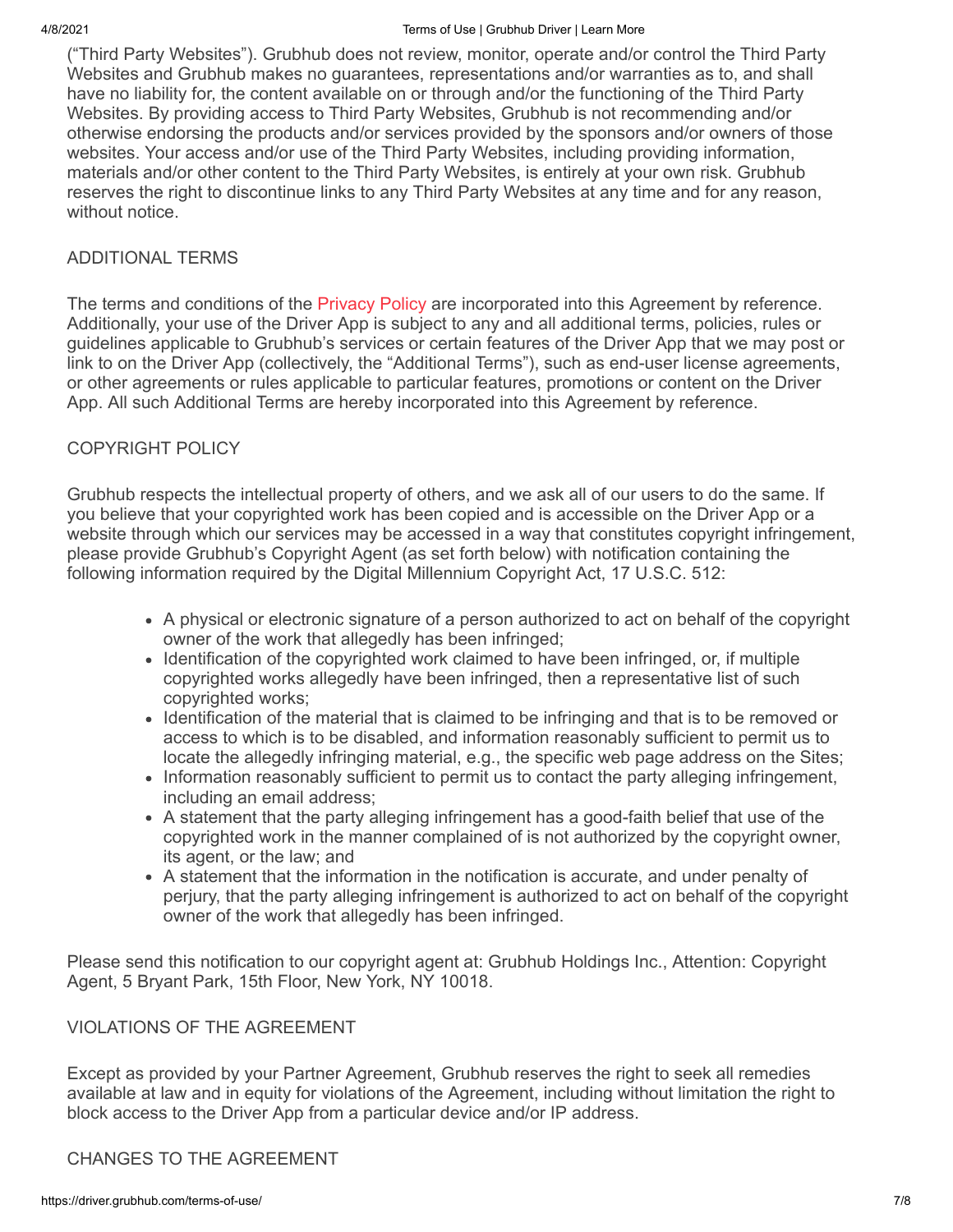("Third Party Websites"). Grubhub does not review, monitor, operate and/or control the Third Party Websites and Grubhub makes no guarantees, representations and/or warranties as to, and shall have no liability for, the content available on or through and/or the functioning of the Third Party Websites. By providing access to Third Party Websites, Grubhub is not recommending and/or otherwise endorsing the products and/or services provided by the sponsors and/or owners of those websites. Your access and/or use of the Third Party Websites, including providing information, materials and/or other content to the Third Party Websites, is entirely at your own risk. Grubhub reserves the right to discontinue links to any Third Party Websites at any time and for any reason, without notice.

## ADDITIONAL TERMS

The terms and conditions of the Privacy Policy are incorporated into this Agreement by reference. Additionally, your use of the Driver App is subject to any and all additional terms, policies, rules or guidelines applicable to Grubhub's services or certain features of the Driver App that we may post or link to on the Driver App (collectively, the "Additional Terms"), such as end-user license agreements, or other agreements or rules applicable to particular features, promotions or content on the Driver App. All such Additional Terms are hereby incorporated into this Agreement by reference.

## COPYRIGHT POLICY

Grubhub respects the intellectual property of others, and we ask all of our users to do the same. If you believe that your copyrighted work has been copied and is accessible on the Driver App or a website through which our services may be accessed in a way that constitutes copyright infringement, please provide Grubhub's Copyright Agent (as set forth below) with notification containing the following information required by the Digital Millennium Copyright Act, 17 U.S.C. 512:

- A physical or electronic signature of a person authorized to act on behalf of the copyright owner of the work that allegedly has been infringed;
- Identification of the copyrighted work claimed to have been infringed, or, if multiple copyrighted works allegedly have been infringed, then a representative list of such copyrighted works;
- Identification of the material that is claimed to be infringing and that is to be removed or access to which is to be disabled, and information reasonably sufficient to permit us to locate the allegedly infringing material, e.g., the specific web page address on the Sites;
- Information reasonably sufficient to permit us to contact the party alleging infringement, including an email address;
- A statement that the party alleging infringement has a good-faith belief that use of the copyrighted work in the manner complained of is not authorized by the copyright owner, its agent, or the law; and
- A statement that the information in the notification is accurate, and under penalty of perjury, that the party alleging infringement is authorized to act on behalf of the copyright owner of the work that allegedly has been infringed.

Please send this notification to our copyright agent at: Grubhub Holdings Inc., Attention: Copyright Agent, 5 Bryant Park, 15th Floor, New York, NY 10018.

## VIOLATIONS OF THE AGREEMENT

Except as provided by your Partner Agreement, Grubhub reserves the right to seek all remedies available at law and in equity for violations of the Agreement, including without limitation the right to block access to the Driver App from a particular device and/or IP address.

## CHANGES TO THE AGREEMENT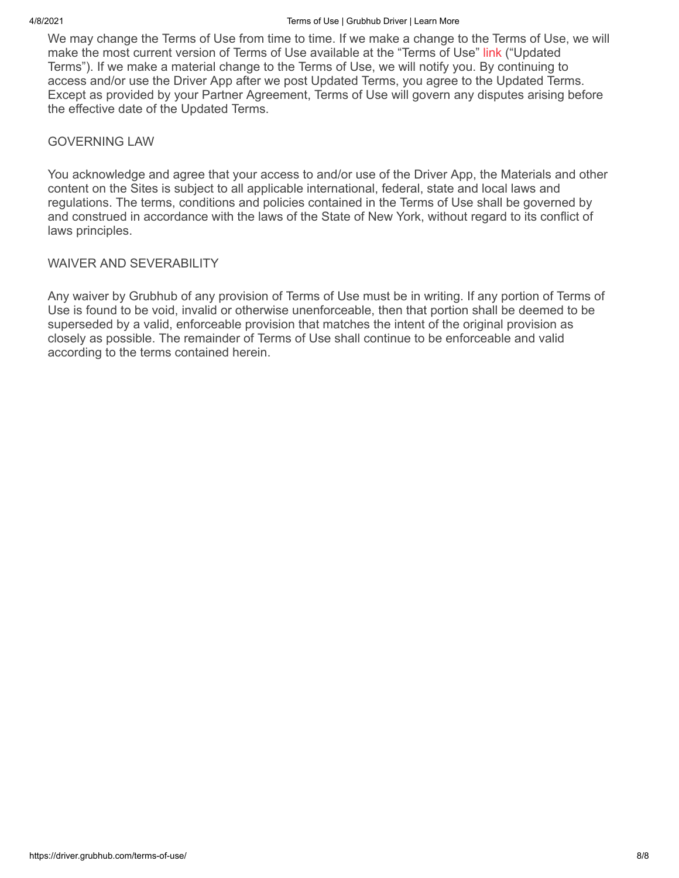We may change the Terms of Use from time to time. If we make a change to the Terms of Use, we will make the most current version of Terms of Use available at the "Terms of Use" link ("Updated Terms"). If we make a material change to the Terms of Use, we will notify you. By continuing to access and/or use the Driver App after we post Updated Terms, you agree to the Updated Terms. Except as provided by your Partner Agreement, Terms of Use will govern any disputes arising before the effective date of the Updated Terms.

## GOVERNING LAW

You acknowledge and agree that your access to and/or use of the Driver App, the Materials and other content on the Sites is subject to all applicable international, federal, state and local laws and regulations. The terms, conditions and policies contained in the Terms of Use shall be governed by and construed in accordance with the laws of the State of New York, without regard to its conflict of laws principles.

## WAIVER AND SEVERABILITY

Any waiver by Grubhub of any provision of Terms of Use must be in writing. If any portion of Terms of Use is found to be void, invalid or otherwise unenforceable, then that portion shall be deemed to be superseded by a valid, enforceable provision that matches the intent of the original provision as closely as possible. The remainder of Terms of Use shall continue to be enforceable and valid according to the terms contained herein.